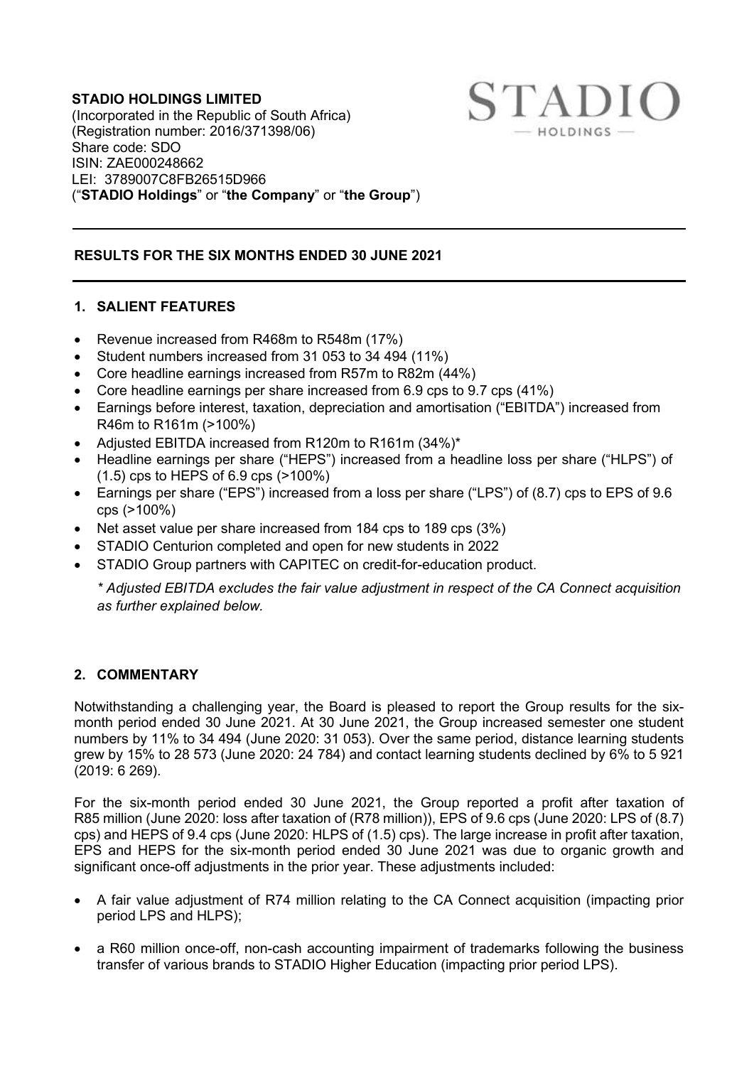**STADIO HOLDINGS LIMITED**
(Incorporated in the Republic of South Africa)
(Registration number: 2016/371398/06)
Share code: SDO
ISIN: ZAE000248662
LEI: 3789007C8FB26515D966
("**STADIO Holdings**" or "**the Company**" or "**the Group**")

STADIO
— HOLDINGS —

---

## RESULTS FOR THE SIX MONTHS ENDED 30 JUNE 2021

---

## 1. SALIENT FEATURES

- Revenue increased from R468m to R548m (17%)
- Student numbers increased from 31 053 to 34 494 (11%)
- Core headline earnings increased from R57m to R82m (44%)
- Core headline earnings per share increased from 6.9 cps to 9.7 cps (41%)
- Earnings before interest, taxation, depreciation and amortisation ("EBITDA") increased from R46m to R161m (>100%)
- Adjusted EBITDA increased from R120m to R161m (34%)*
- Headline earnings per share ("HEPS") increased from a headline loss per share ("HLPS") of (1.5) cps to HEPS of 6.9 cps (>100%)
- Earnings per share ("EPS") increased from a loss per share ("LPS") of (8.7) cps to EPS of 9.6 cps (>100%)
- Net asset value per share increased from 184 cps to 189 cps (3%)
- STADIO Centurion completed and open for new students in 2022
- STADIO Group partners with CAPITEC on credit-for-education product.

*\* Adjusted EBITDA excludes the fair value adjustment in respect of the CA Connect acquisition as further explained below.*

## 2. COMMENTARY

Notwithstanding a challenging year, the Board is pleased to report the Group results for the six-month period ended 30 June 2021. At 30 June 2021, the Group increased semester one student numbers by 11% to 34 494 (June 2020: 31 053). Over the same period, distance learning students grew by 15% to 28 573 (June 2020: 24 784) and contact learning students declined by 6% to 5 921 (2019: 6 269).

For the six-month period ended 30 June 2021, the Group reported a profit after taxation of R85 million (June 2020: loss after taxation of (R78 million)), EPS of 9.6 cps (June 2020: LPS of (8.7) cps) and HEPS of 9.4 cps (June 2020: HLPS of (1.5) cps). The large increase in profit after taxation, EPS and HEPS for the six-month period ended 30 June 2021 was due to organic growth and significant once-off adjustments in the prior year. These adjustments included:

- A fair value adjustment of R74 million relating to the CA Connect acquisition (impacting prior period LPS and HLPS);
- a R60 million once-off, non-cash accounting impairment of trademarks following the business transfer of various brands to STADIO Higher Education (impacting prior period LPS).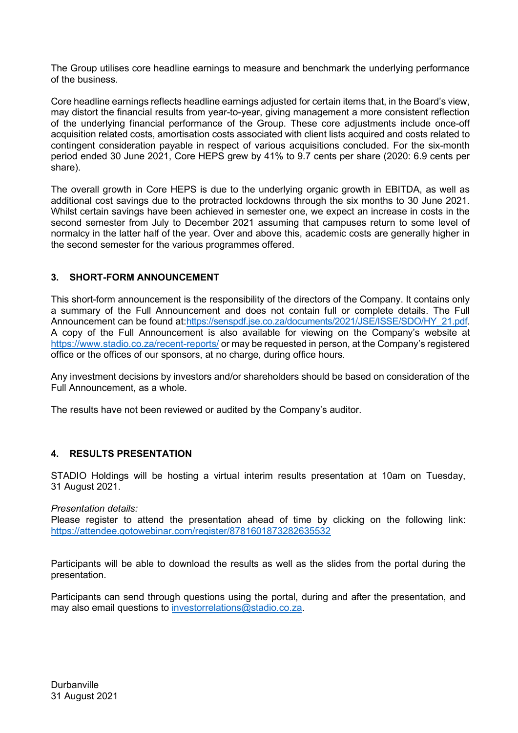The Group utilises core headline earnings to measure and benchmark the underlying performance of the business.

Core headline earnings reflects headline earnings adjusted for certain items that, in the Board's view, may distort the financial results from year-to-year, giving management a more consistent reflection of the underlying financial performance of the Group. These core adjustments include once-off acquisition related costs, amortisation costs associated with client lists acquired and costs related to contingent consideration payable in respect of various acquisitions concluded. For the six-month period ended 30 June 2021, Core HEPS grew by 41% to 9.7 cents per share (2020: 6.9 cents per share).

The overall growth in Core HEPS is due to the underlying organic growth in EBITDA, as well as additional cost savings due to the protracted lockdowns through the six months to 30 June 2021. Whilst certain savings have been achieved in semester one, we expect an increase in costs in the second semester from July to December 2021 assuming that campuses return to some level of normalcy in the latter half of the year. Over and above this, academic costs are generally higher in the second semester for the various programmes offered.

## 3. SHORT-FORM ANNOUNCEMENT

This short-form announcement is the responsibility of the directors of the Company. It contains only a summary of the Full Announcement and does not contain full or complete details. The Full Announcement can be found at:https://senspdf.jse.co.za/documents/2021/JSE/ISSE/SDO/HY_21.pdf. A copy of the Full Announcement is also available for viewing on the Company's website at https://www.stadio.co.za/recent-reports/ or may be requested in person, at the Company's registered office or the offices of our sponsors, at no charge, during office hours.

Any investment decisions by investors and/or shareholders should be based on consideration of the Full Announcement, as a whole.

The results have not been reviewed or audited by the Company's auditor.

## 4. RESULTS PRESENTATION

STADIO Holdings will be hosting a virtual interim results presentation at 10am on Tuesday, 31 August 2021.

*Presentation details:*
Please register to attend the presentation ahead of time by clicking on the following link: https://attendee.gotowebinar.com/register/8781601873282635532

Participants will be able to download the results as well as the slides from the portal during the presentation.

Participants can send through questions using the portal, during and after the presentation, and may also email questions to investorrelations@stadio.co.za.

Durbanville
31 August 2021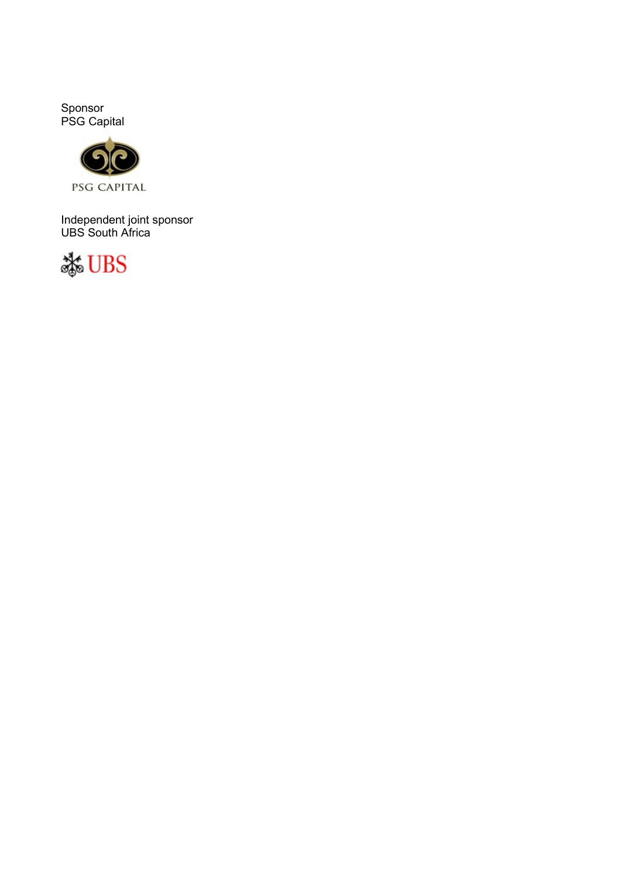Sponsor
PSG Capital

PSG CAPITAL

Independent joint sponsor
UBS South Africa

UBS